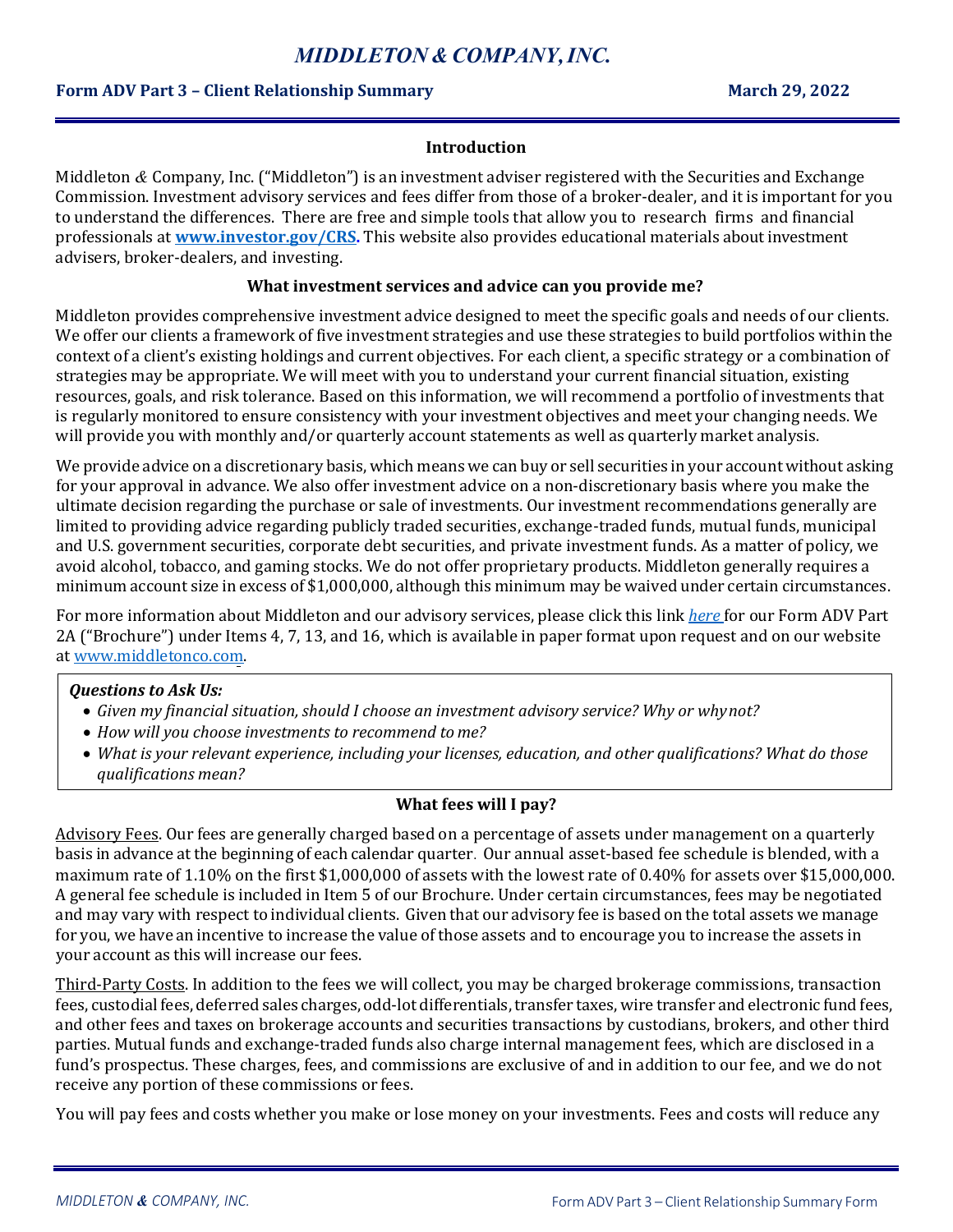# MIDDLETON & COMPANY, INC.

**Form ADV Part 3 – Client Relationship Summary** **March 29, 2022**

## Introduction

Middleton & Company, Inc. ("Middleton") is an investment adviser registered with the Securities and Exchange Commission. Investment advisory services and fees differ from those of a broker-dealer, and it is important for you to understand the differences. There are free and simple tools that allow you to research firms and financial professionals at **[www.investor.gov/CRS](www.investor.gov/CRS).** This website also provides educational materials about investment advisers, broker-dealers, and investing.

## What investment services and advice can you provide me?

Middleton provides comprehensive investment advice designed to meet the specific goals and needs of our clients. We offer our clients a framework of five investment strategies and use these strategies to build portfolios within the context of a client's existing holdings and current objectives. For each client, a specific strategy or a combination of strategies may be appropriate. We will meet with you to understand your current financial situation, existing resources, goals, and risk tolerance. Based on this information, we will recommend a portfolio of investments that is regularly monitored to ensure consistency with your investment objectives and meet your changing needs. We will provide you with monthly and/or quarterly account statements as well as quarterly market analysis.

We provide advice on a discretionary basis, which means we can buy or sell securities in your account without asking for your approval in advance. We also offer investment advice on a non-discretionary basis where you make the ultimate decision regarding the purchase or sale of investments. Our investment recommendations generally are limited to providing advice regarding publicly traded securities, exchange-traded funds, mutual funds, municipal and U.S. government securities, corporate debt securities, and private investment funds. As a matter of policy, we avoid alcohol, tobacco, and gaming stocks. We do not offer proprietary products. Middleton generally requires a minimum account size in excess of $1,000,000, although this minimum may be waived under certain circumstances.

For more information about Middleton and our advisory services, please click this link *here* for our Form ADV Part 2A ("Brochure") under Items 4, 7, 13, and 16, which is available in paper format upon request and on our website at [www.middletonco.com](www.middletonco.com).

> ***Questions to Ask Us:***
> - *Given my financial situation, should I choose an investment advisory service? Why or why not?*
> - *How will you choose investments to recommend to me?*
> - *What is your relevant experience, including your licenses, education, and other qualifications? What do those qualifications mean?*

## What fees will I pay?

Advisory Fees. Our fees are generally charged based on a percentage of assets under management on a quarterly basis in advance at the beginning of each calendar quarter. Our annual asset-based fee schedule is blended, with a maximum rate of 1.10% on the first $1,000,000 of assets with the lowest rate of 0.40% for assets over $15,000,000. A general fee schedule is included in Item 5 of our Brochure. Under certain circumstances, fees may be negotiated and may vary with respect to individual clients. Given that our advisory fee is based on the total assets we manage for you, we have an incentive to increase the value of those assets and to encourage you to increase the assets in your account as this will increase our fees.

Third-Party Costs. In addition to the fees we will collect, you may be charged brokerage commissions, transaction fees, custodial fees, deferred sales charges, odd-lot differentials, transfer taxes, wire transfer and electronic fund fees, and other fees and taxes on brokerage accounts and securities transactions by custodians, brokers, and other third parties. Mutual funds and exchange-traded funds also charge internal management fees, which are disclosed in a fund's prospectus. These charges, fees, and commissions are exclusive of and in addition to our fee, and we do not receive any portion of these commissions or fees.

You will pay fees and costs whether you make or lose money on your investments. Fees and costs will reduce any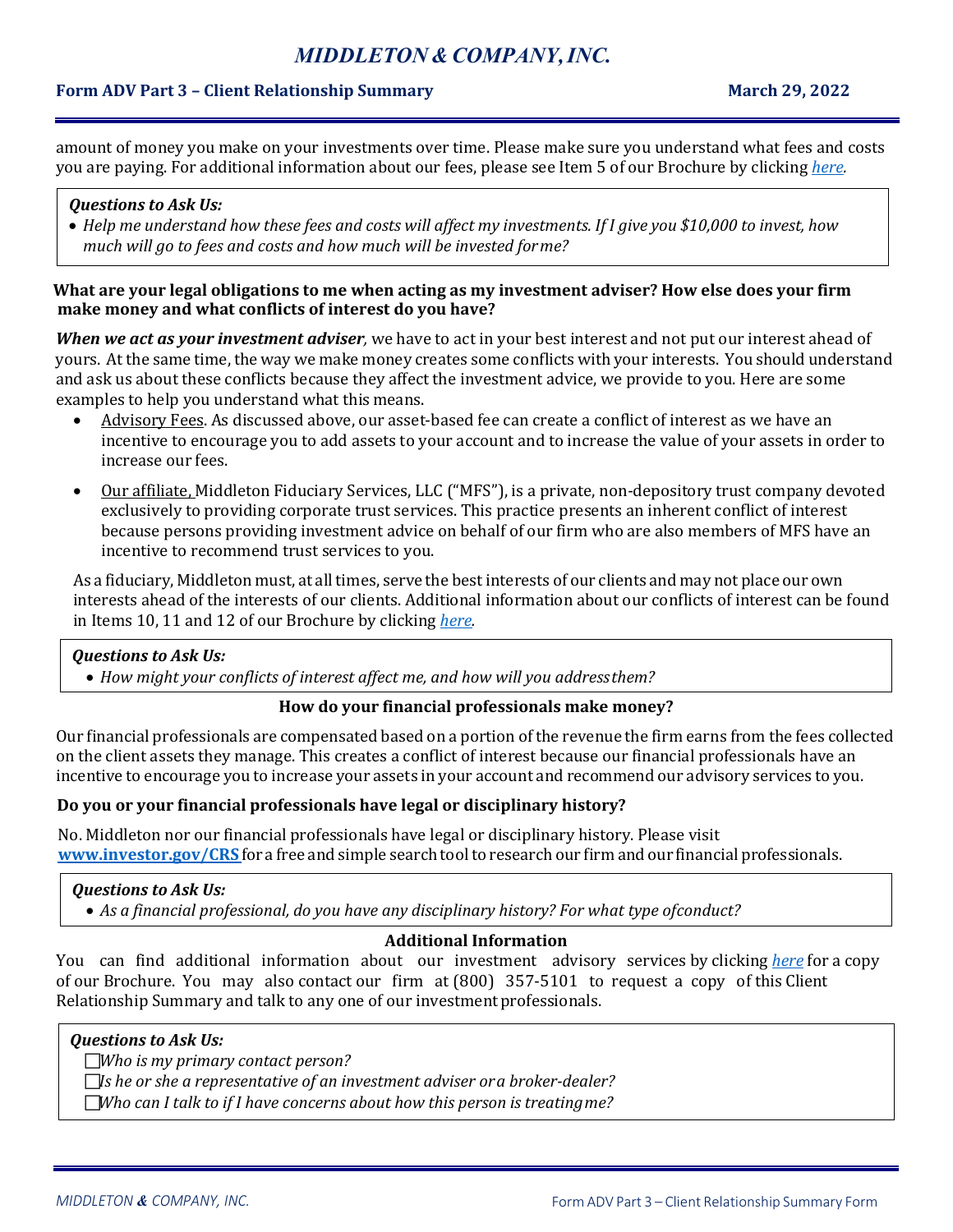amount of money you make on your investments over time. Please make sure you understand what fees and costs you are paying. For additional information about our fees, please see Item 5 of our Brochure by clicking *here.*

> ***Questions to Ask Us:***
> - *Help me understand how these fees and costs will affect my investments. If I give you $10,000 to invest, how much will go to fees and costs and how much will be invested for me?*

**What are your legal obligations to me when acting as my investment adviser? How else does your firm make money and what conflicts of interest do you have?**

***When we act as your investment adviser,*** we have to act in your best interest and not put our interest ahead of yours. At the same time, the way we make money creates some conflicts with your interests. You should understand and ask us about these conflicts because they affect the investment advice, we provide to you. Here are some examples to help you understand what this means.

- Advisory Fees. As discussed above, our asset-based fee can create a conflict of interest as we have an incentive to encourage you to add assets to your account and to increase the value of your assets in order to increase our fees.
- Our affiliate, Middleton Fiduciary Services, LLC ("MFS"), is a private, non-depository trust company devoted exclusively to providing corporate trust services. This practice presents an inherent conflict of interest because persons providing investment advice on behalf of our firm who are also members of MFS have an incentive to recommend trust services to you.

As a fiduciary, Middleton must, at all times, serve the best interests of our clients and may not place our own interests ahead of the interests of our clients. Additional information about our conflicts of interest can be found in Items 10, 11 and 12 of our Brochure by clicking *here.*

> ***Questions to Ask Us:***
> - *How might your conflicts of interest affect me, and how will you address them?*

**How do your financial professionals make money?**

Our financial professionals are compensated based on a portion of the revenue the firm earns from the fees collected on the client assets they manage. This creates a conflict of interest because our financial professionals have an incentive to encourage you to increase your assets in your account and recommend our advisory services to you.

**Do you or your financial professionals have legal or disciplinary history?**

No. Middleton nor our financial professionals have legal or disciplinary history. Please visit **www.investor.gov/CRS** for a free and simple search tool to research our firm and our financial professionals.

> ***Questions to Ask Us:***
> - *As a financial professional, do you have any disciplinary history? For what type of conduct?*

**Additional Information**

You can find additional information about our investment advisory services by clicking *here* for a copy of our Brochure. You may also contact our firm at (800) 357-5101 to request a copy of this Client Relationship Summary and talk to any one of our investment professionals.

> ***Questions to Ask Us:***
> ☐ *Who is my primary contact person?*
> ☐ *Is he or she a representative of an investment adviser or a broker-dealer?*
> ☐ *Who can I talk to if I have concerns about how this person is treating me?*